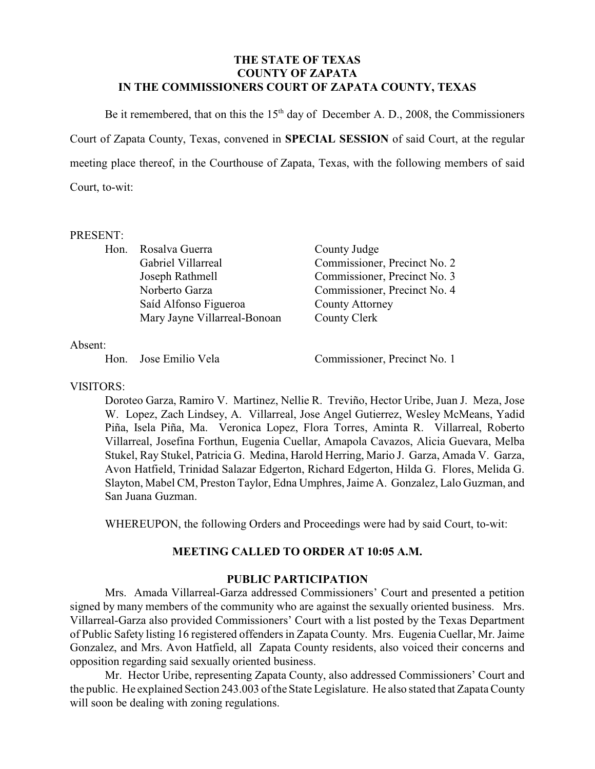**THE STATE OF TEXAS**
**COUNTY OF ZAPATA**
**IN THE COMMISSIONERS COURT OF ZAPATA COUNTY, TEXAS**

Be it remembered, that on this the 15th day of December A. D., 2008, the Commissioners Court of Zapata County, Texas, convened in **SPECIAL SESSION** of said Court, at the regular meeting place thereof, in the Courthouse of Zapata, Texas, with the following members of said Court, to-wit:

PRESENT:

| | | |
|---|---|---|
| Hon. | Rosalva Guerra | County Judge |
| | Gabriel Villarreal | Commissioner, Precinct No. 2 |
| | Joseph Rathmell | Commissioner, Precinct No. 3 |
| | Norberto Garza | Commissioner, Precinct No. 4 |
| | Saíd Alfonso Figueroa | County Attorney |
| | Mary Jayne Villarreal-Bonoan | County Clerk |

Absent:

| | | |
|---|---|---|
| Hon. | Jose Emilio Vela | Commissioner, Precinct No. 1 |

VISITORS:

Doroteo Garza, Ramiro V. Martinez, Nellie R. Treviño, Hector Uribe, Juan J. Meza, Jose W. Lopez, Zach Lindsey, A. Villarreal, Jose Angel Gutierrez, Wesley McMeans, Yadid Piña, Isela Piña, Ma. Veronica Lopez, Flora Torres, Aminta R. Villarreal, Roberto Villarreal, Josefina Forthun, Eugenia Cuellar, Amapola Cavazos, Alicia Guevara, Melba Stukel, Ray Stukel, Patricia G. Medina, Harold Herring, Mario J. Garza, Amada V. Garza, Avon Hatfield, Trinidad Salazar Edgerton, Richard Edgerton, Hilda G. Flores, Melida G. Slayton, Mabel CM, Preston Taylor, Edna Umphres, Jaime A. Gonzalez, Lalo Guzman, and San Juana Guzman.

WHEREUPON, the following Orders and Proceedings were had by said Court, to-wit:

**MEETING CALLED TO ORDER AT 10:05 A.M.**

**PUBLIC PARTICIPATION**

Mrs. Amada Villarreal-Garza addressed Commissioners' Court and presented a petition signed by many members of the community who are against the sexually oriented business. Mrs. Villarreal-Garza also provided Commissioners' Court with a list posted by the Texas Department of Public Safety listing 16 registered offenders in Zapata County. Mrs. Eugenia Cuellar, Mr. Jaime Gonzalez, and Mrs. Avon Hatfield, all Zapata County residents, also voiced their concerns and opposition regarding said sexually oriented business.

Mr. Hector Uribe, representing Zapata County, also addressed Commissioners' Court and the public. He explained Section 243.003 of the State Legislature. He also stated that Zapata County will soon be dealing with zoning regulations.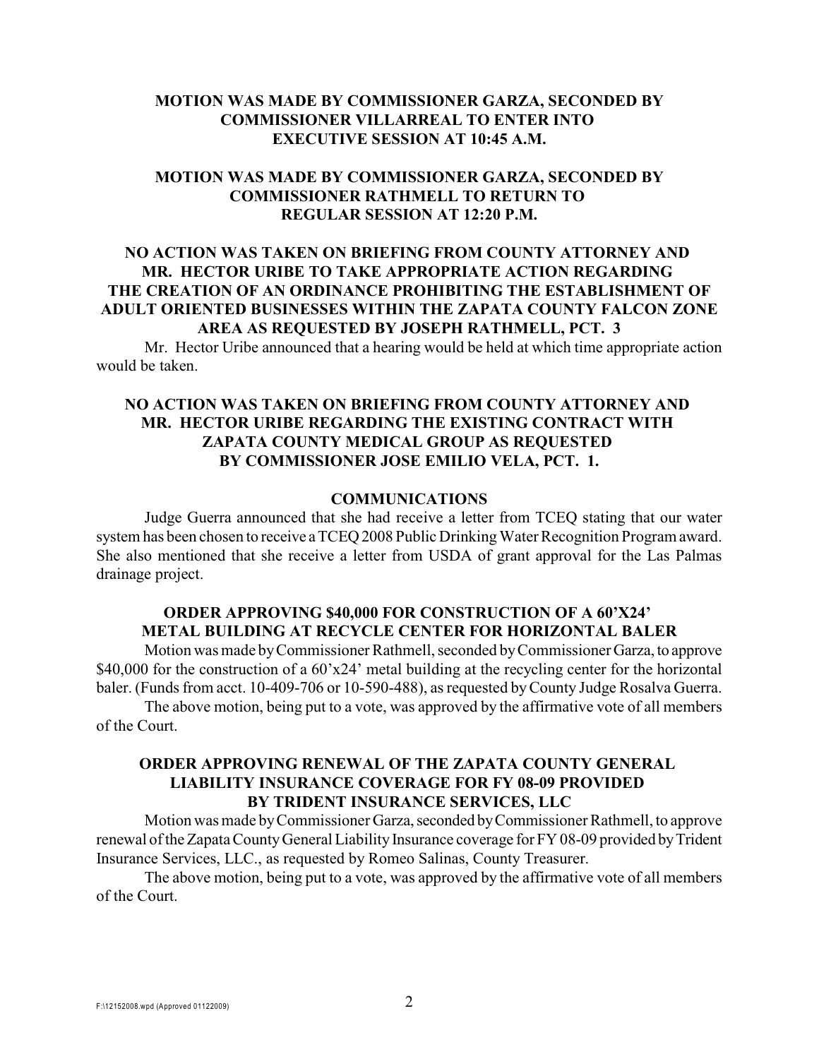**MOTION WAS MADE BY COMMISSIONER GARZA, SECONDED BY COMMISSIONER VILLARREAL TO ENTER INTO EXECUTIVE SESSION AT 10:45 A.M.**

**MOTION WAS MADE BY COMMISSIONER GARZA, SECONDED BY COMMISSIONER RATHMELL TO RETURN TO REGULAR SESSION AT 12:20 P.M.**

**NO ACTION WAS TAKEN ON BRIEFING FROM COUNTY ATTORNEY AND MR. HECTOR URIBE TO TAKE APPROPRIATE ACTION REGARDING THE CREATION OF AN ORDINANCE PROHIBITING THE ESTABLISHMENT OF ADULT ORIENTED BUSINESSES WITHIN THE ZAPATA COUNTY FALCON ZONE AREA AS REQUESTED BY JOSEPH RATHMELL, PCT. 3**

Mr. Hector Uribe announced that a hearing would be held at which time appropriate action would be taken.

**NO ACTION WAS TAKEN ON BRIEFING FROM COUNTY ATTORNEY AND MR. HECTOR URIBE REGARDING THE EXISTING CONTRACT WITH ZAPATA COUNTY MEDICAL GROUP AS REQUESTED BY COMMISSIONER JOSE EMILIO VELA, PCT. 1.**

**COMMUNICATIONS**

Judge Guerra announced that she had receive a letter from TCEQ stating that our water system has been chosen to receive a TCEQ 2008 Public Drinking Water Recognition Program award. She also mentioned that she receive a letter from USDA of grant approval for the Las Palmas drainage project.

**ORDER APPROVING $40,000 FOR CONSTRUCTION OF A 60'X24' METAL BUILDING AT RECYCLE CENTER FOR HORIZONTAL BALER**

Motion was made by Commissioner Rathmell, seconded by Commissioner Garza, to approve $40,000 for the construction of a 60'x24' metal building at the recycling center for the horizontal baler. (Funds from acct. 10-409-706 or 10-590-488), as requested by County Judge Rosalva Guerra.

The above motion, being put to a vote, was approved by the affirmative vote of all members of the Court.

**ORDER APPROVING RENEWAL OF THE ZAPATA COUNTY GENERAL LIABILITY INSURANCE COVERAGE FOR FY 08-09 PROVIDED BY TRIDENT INSURANCE SERVICES, LLC**

Motion was made by Commissioner Garza, seconded by Commissioner Rathmell, to approve renewal of the Zapata County General Liability Insurance coverage for FY 08-09 provided by Trident Insurance Services, LLC., as requested by Romeo Salinas, County Treasurer.

The above motion, being put to a vote, was approved by the affirmative vote of all members of the Court.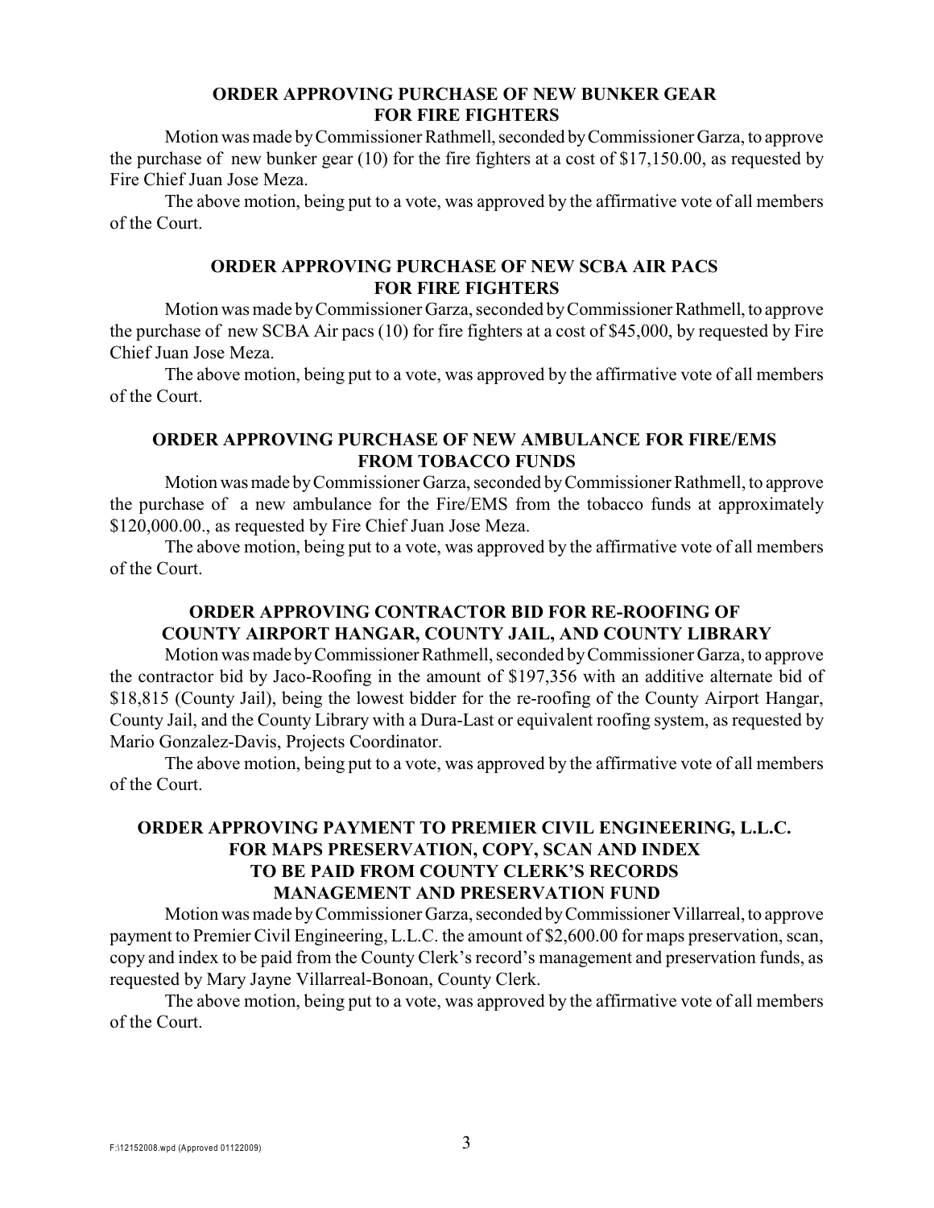**ORDER APPROVING PURCHASE OF NEW BUNKER GEAR FOR FIRE FIGHTERS**

Motion was made by Commissioner Rathmell, seconded by Commissioner Garza, to approve the purchase of new bunker gear (10) for the fire fighters at a cost of $17,150.00, as requested by Fire Chief Juan Jose Meza.

The above motion, being put to a vote, was approved by the affirmative vote of all members of the Court.

**ORDER APPROVING PURCHASE OF NEW SCBA AIR PACS FOR FIRE FIGHTERS**

Motion was made by Commissioner Garza, seconded by Commissioner Rathmell, to approve the purchase of new SCBA Air pacs (10) for fire fighters at a cost of $45,000, by requested by Fire Chief Juan Jose Meza.

The above motion, being put to a vote, was approved by the affirmative vote of all members of the Court.

**ORDER APPROVING PURCHASE OF NEW AMBULANCE FOR FIRE/EMS FROM TOBACCO FUNDS**

Motion was made by Commissioner Garza, seconded by Commissioner Rathmell, to approve the purchase of a new ambulance for the Fire/EMS from the tobacco funds at approximately $120,000.00., as requested by Fire Chief Juan Jose Meza.

The above motion, being put to a vote, was approved by the affirmative vote of all members of the Court.

**ORDER APPROVING CONTRACTOR BID FOR RE-ROOFING OF COUNTY AIRPORT HANGAR, COUNTY JAIL, AND COUNTY LIBRARY**

Motion was made by Commissioner Rathmell, seconded by Commissioner Garza, to approve the contractor bid by Jaco-Roofing in the amount of $197,356 with an additive alternate bid of $18,815 (County Jail), being the lowest bidder for the re-roofing of the County Airport Hangar, County Jail, and the County Library with a Dura-Last or equivalent roofing system, as requested by Mario Gonzalez-Davis, Projects Coordinator.

The above motion, being put to a vote, was approved by the affirmative vote of all members of the Court.

**ORDER APPROVING PAYMENT TO PREMIER CIVIL ENGINEERING, L.L.C. FOR MAPS PRESERVATION, COPY, SCAN AND INDEX TO BE PAID FROM COUNTY CLERK'S RECORDS MANAGEMENT AND PRESERVATION FUND**

Motion was made by Commissioner Garza, seconded by Commissioner Villarreal, to approve payment to Premier Civil Engineering, L.L.C. the amount of $2,600.00 for maps preservation, scan, copy and index to be paid from the County Clerk's record's management and preservation funds, as requested by Mary Jayne Villarreal-Bonoan, County Clerk.

The above motion, being put to a vote, was approved by the affirmative vote of all members of the Court.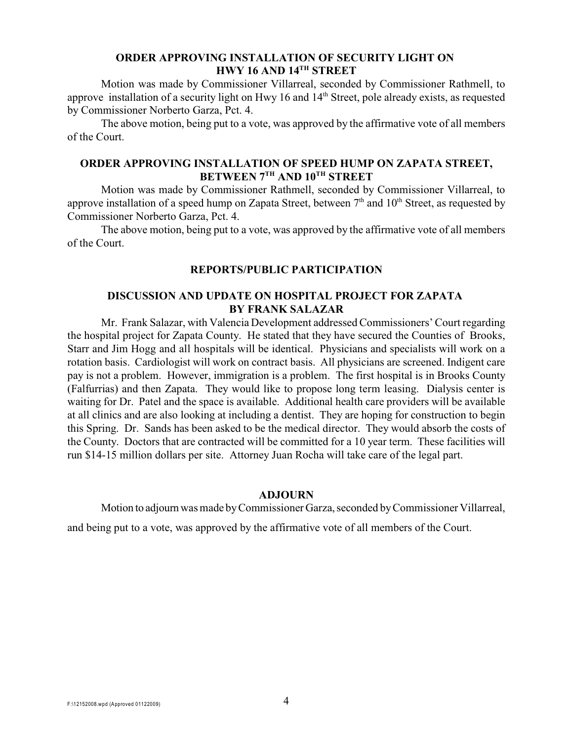## ORDER APPROVING INSTALLATION OF SECURITY LIGHT ON HWY 16 AND 14TH STREET

Motion was made by Commissioner Villarreal, seconded by Commissioner Rathmell, to approve installation of a security light on Hwy 16 and 14th Street, pole already exists, as requested by Commissioner Norberto Garza, Pct. 4.

The above motion, being put to a vote, was approved by the affirmative vote of all members of the Court.

## ORDER APPROVING INSTALLATION OF SPEED HUMP ON ZAPATA STREET, BETWEEN 7TH AND 10TH STREET

Motion was made by Commissioner Rathmell, seconded by Commissioner Villarreal, to approve installation of a speed hump on Zapata Street, between 7th and 10th Street, as requested by Commissioner Norberto Garza, Pct. 4.

The above motion, being put to a vote, was approved by the affirmative vote of all members of the Court.

## REPORTS/PUBLIC PARTICIPATION

## DISCUSSION AND UPDATE ON HOSPITAL PROJECT FOR ZAPATA BY FRANK SALAZAR

Mr. Frank Salazar, with Valencia Development addressed Commissioners' Court regarding the hospital project for Zapata County. He stated that they have secured the Counties of Brooks, Starr and Jim Hogg and all hospitals will be identical. Physicians and specialists will work on a rotation basis. Cardiologist will work on contract basis. All physicians are screened. Indigent care pay is not a problem. However, immigration is a problem. The first hospital is in Brooks County (Falfurrias) and then Zapata. They would like to propose long term leasing. Dialysis center is waiting for Dr. Patel and the space is available. Additional health care providers will be available at all clinics and are also looking at including a dentist. They are hoping for construction to begin this Spring. Dr. Sands has been asked to be the medical director. They would absorb the costs of the County. Doctors that are contracted will be committed for a 10 year term. These facilities will run $14-15 million dollars per site. Attorney Juan Rocha will take care of the legal part.

## ADJOURN

Motion to adjourn was made by Commissioner Garza, seconded by Commissioner Villarreal, and being put to a vote, was approved by the affirmative vote of all members of the Court.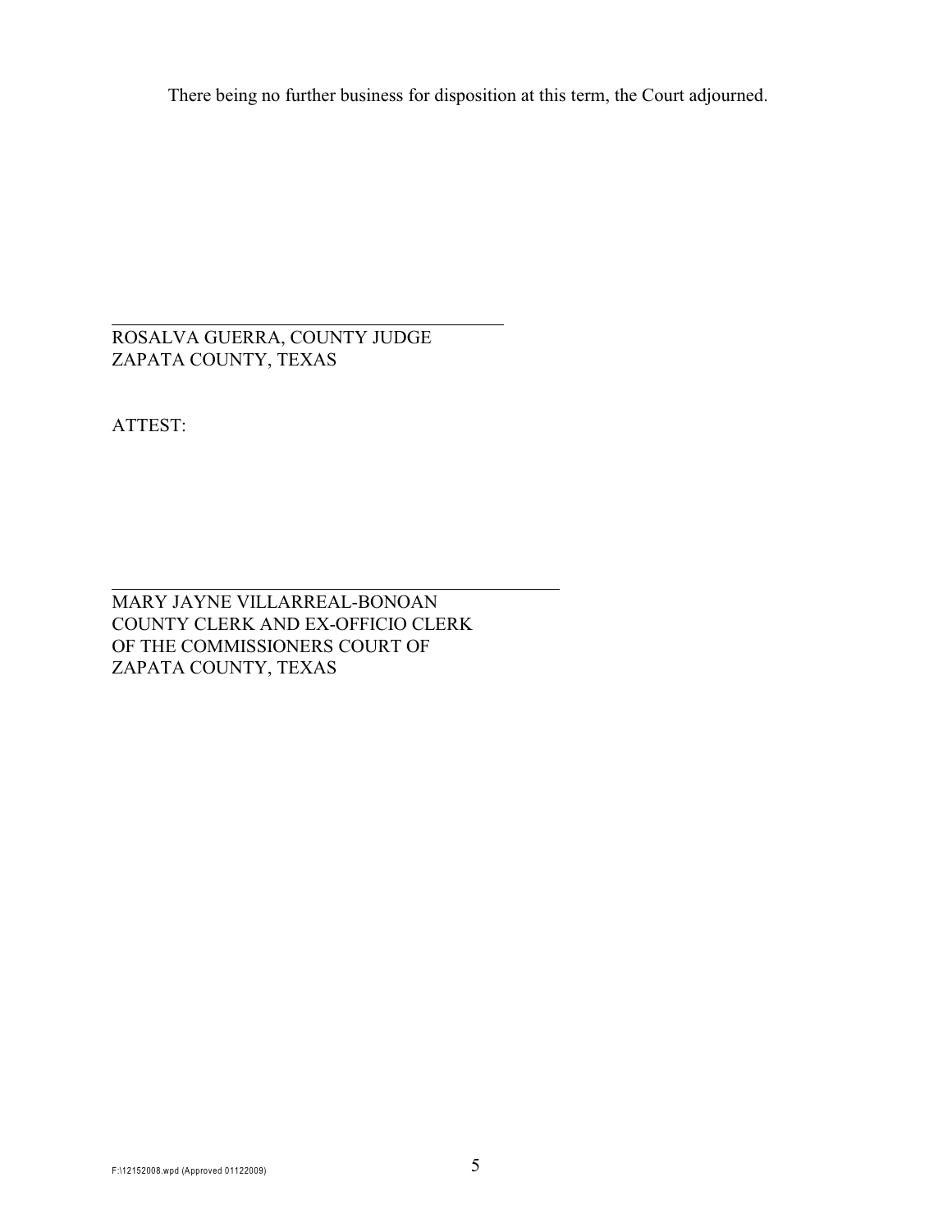There being no further business for disposition at this term, the Court adjourned.

\_\_\_\_\_\_\_\_\_\_\_\_\_\_\_\_\_\_\_\_\_\_\_\_\_\_\_\_\_\_\_\_\_\_\_\_\_\_\_\_

ROSALVA GUERRA, COUNTY JUDGE
ZAPATA COUNTY, TEXAS

ATTEST:

\_\_\_\_\_\_\_\_\_\_\_\_\_\_\_\_\_\_\_\_\_\_\_\_\_\_\_\_\_\_\_\_\_\_\_\_\_\_\_\_\_\_\_\_\_\_

MARY JAYNE VILLARREAL-BONOAN
COUNTY CLERK AND EX-OFFICIO CLERK
OF THE COMMISSIONERS COURT OF
ZAPATA COUNTY, TEXAS

F:\12152008.wpd (Approved 01122009)